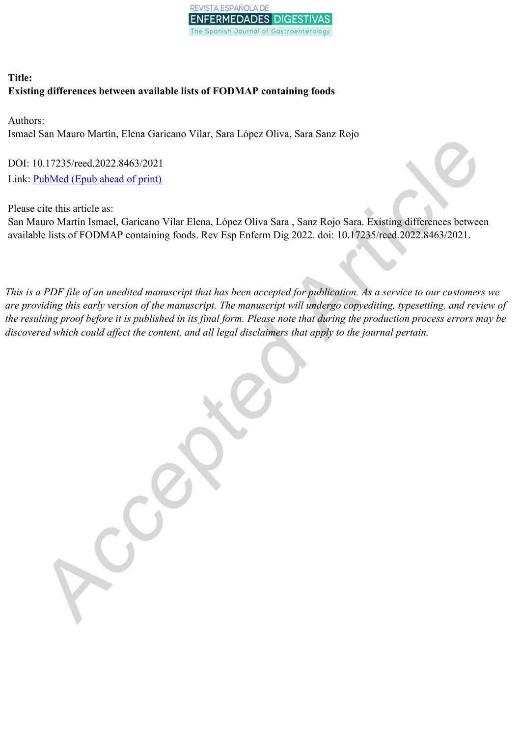**Title:**
**Existing differences between available lists of FODMAP containing foods**

Authors:
Ismael San Mauro Martín, Elena Garicano Vilar, Sara López Oliva, Sara Sanz Rojo

DOI: 10.17235/reed.2022.8463/2021
Link: PubMed (Epub ahead of print)

Please cite this article as:
San Mauro Martín Ismael, Garicano Vilar Elena, López Oliva Sara , Sanz Rojo Sara. Existing differences between available lists of FODMAP containing foods. Rev Esp Enferm Dig 2022. doi: 10.17235/reed.2022.8463/2021.

*This is a PDF file of an unedited manuscript that has been accepted for publication. As a service to our customers we are providing this early version of the manuscript. The manuscript will undergo copyediting, typesetting, and review of the resulting proof before it is published in its final form. Please note that during the production process errors may be discovered which could affect the content, and all legal disclaimers that apply to the journal pertain.*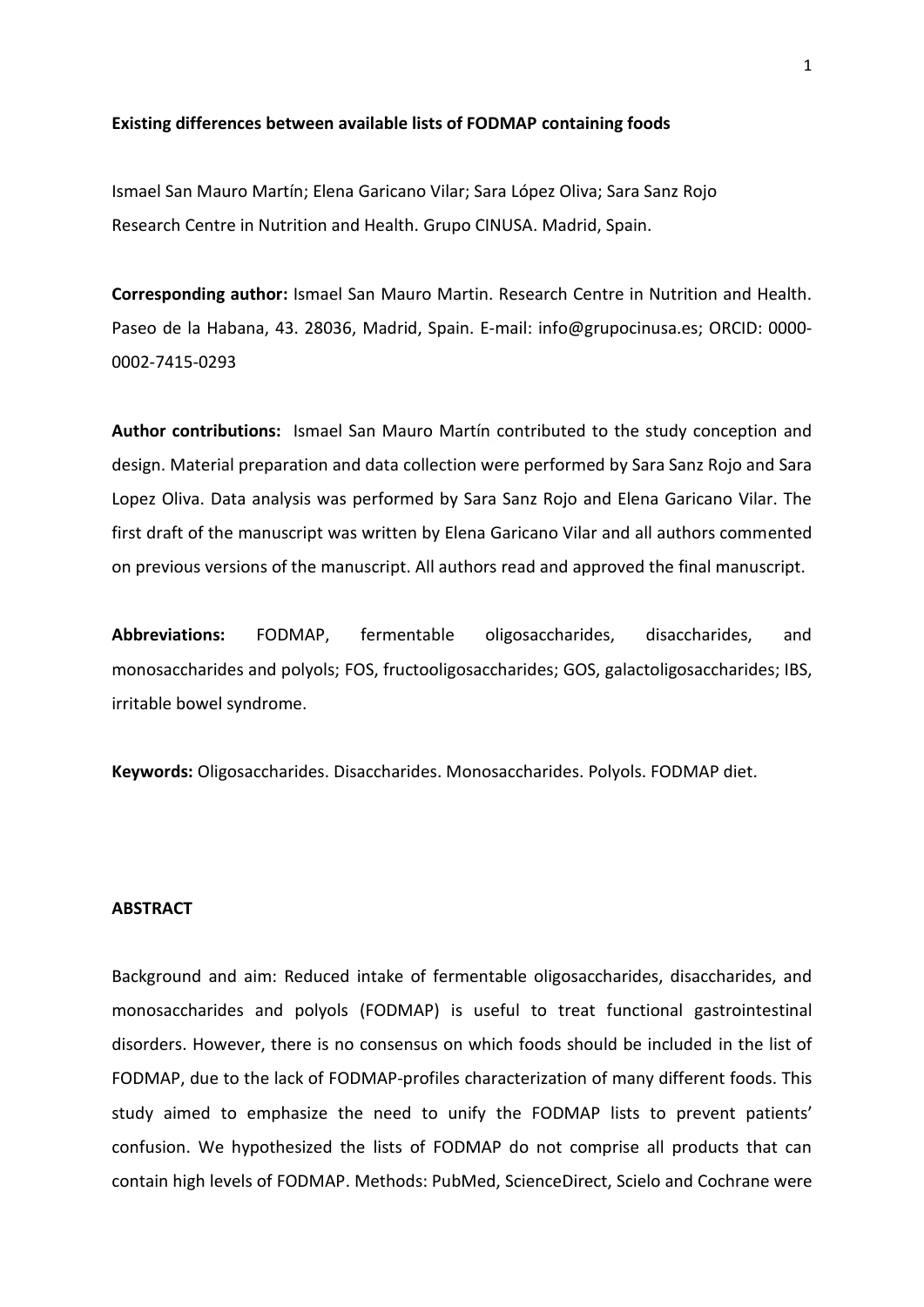**Existing differences between available lists of FODMAP containing foods**

Ismael San Mauro Martín; Elena Garicano Vilar; Sara López Oliva; Sara Sanz Rojo
Research Centre in Nutrition and Health. Grupo CINUSA. Madrid, Spain.

**Corresponding author:** Ismael San Mauro Martin. Research Centre in Nutrition and Health. Paseo de la Habana, 43. 28036, Madrid, Spain. E-mail: info@grupocinusa.es; ORCID: 0000-0002-7415-0293

**Author contributions:** Ismael San Mauro Martín contributed to the study conception and design. Material preparation and data collection were performed by Sara Sanz Rojo and Sara Lopez Oliva. Data analysis was performed by Sara Sanz Rojo and Elena Garicano Vilar. The first draft of the manuscript was written by Elena Garicano Vilar and all authors commented on previous versions of the manuscript. All authors read and approved the final manuscript.

**Abbreviations:** FODMAP, fermentable oligosaccharides, disaccharides, and monosaccharides and polyols; FOS, fructooligosaccharides; GOS, galactoligosaccharides; IBS, irritable bowel syndrome.

**Keywords:** Oligosaccharides. Disaccharides. Monosaccharides. Polyols. FODMAP diet.

**ABSTRACT**

Background and aim: Reduced intake of fermentable oligosaccharides, disaccharides, and monosaccharides and polyols (FODMAP) is useful to treat functional gastrointestinal disorders. However, there is no consensus on which foods should be included in the list of FODMAP, due to the lack of FODMAP-profiles characterization of many different foods. This study aimed to emphasize the need to unify the FODMAP lists to prevent patients' confusion. We hypothesized the lists of FODMAP do not comprise all products that can contain high levels of FODMAP. Methods: PubMed, ScienceDirect, Scielo and Cochrane were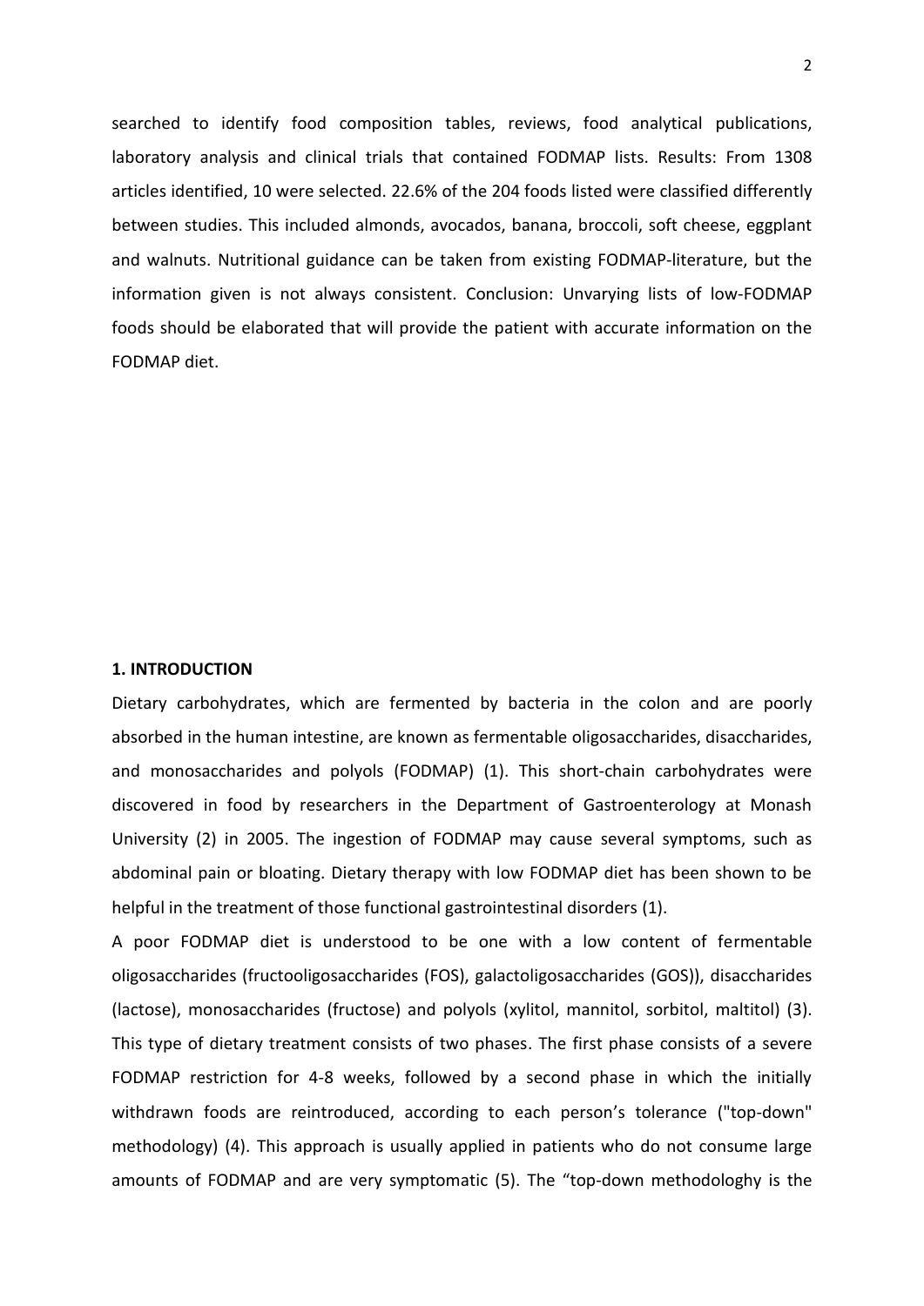searched to identify food composition tables, reviews, food analytical publications, laboratory analysis and clinical trials that contained FODMAP lists. Results: From 1308 articles identified, 10 were selected. 22.6% of the 204 foods listed were classified differently between studies. This included almonds, avocados, banana, broccoli, soft cheese, eggplant and walnuts. Nutritional guidance can be taken from existing FODMAP-literature, but the information given is not always consistent. Conclusion: Unvarying lists of low-FODMAP foods should be elaborated that will provide the patient with accurate information on the FODMAP diet.

## 1. INTRODUCTION

Dietary carbohydrates, which are fermented by bacteria in the colon and are poorly absorbed in the human intestine, are known as fermentable oligosaccharides, disaccharides, and monosaccharides and polyols (FODMAP) (1). This short-chain carbohydrates were discovered in food by researchers in the Department of Gastroenterology at Monash University (2) in 2005. The ingestion of FODMAP may cause several symptoms, such as abdominal pain or bloating. Dietary therapy with low FODMAP diet has been shown to be helpful in the treatment of those functional gastrointestinal disorders (1).

A poor FODMAP diet is understood to be one with a low content of fermentable oligosaccharides (fructooligosaccharides (FOS), galactoligosaccharides (GOS)), disaccharides (lactose), monosaccharides (fructose) and polyols (xylitol, mannitol, sorbitol, maltitol) (3). This type of dietary treatment consists of two phases. The first phase consists of a severe FODMAP restriction for 4-8 weeks, followed by a second phase in which the initially withdrawn foods are reintroduced, according to each person's tolerance ("top-down" methodology) (4). This approach is usually applied in patients who do not consume large amounts of FODMAP and are very symptomatic (5). The "top-down methodologhy is the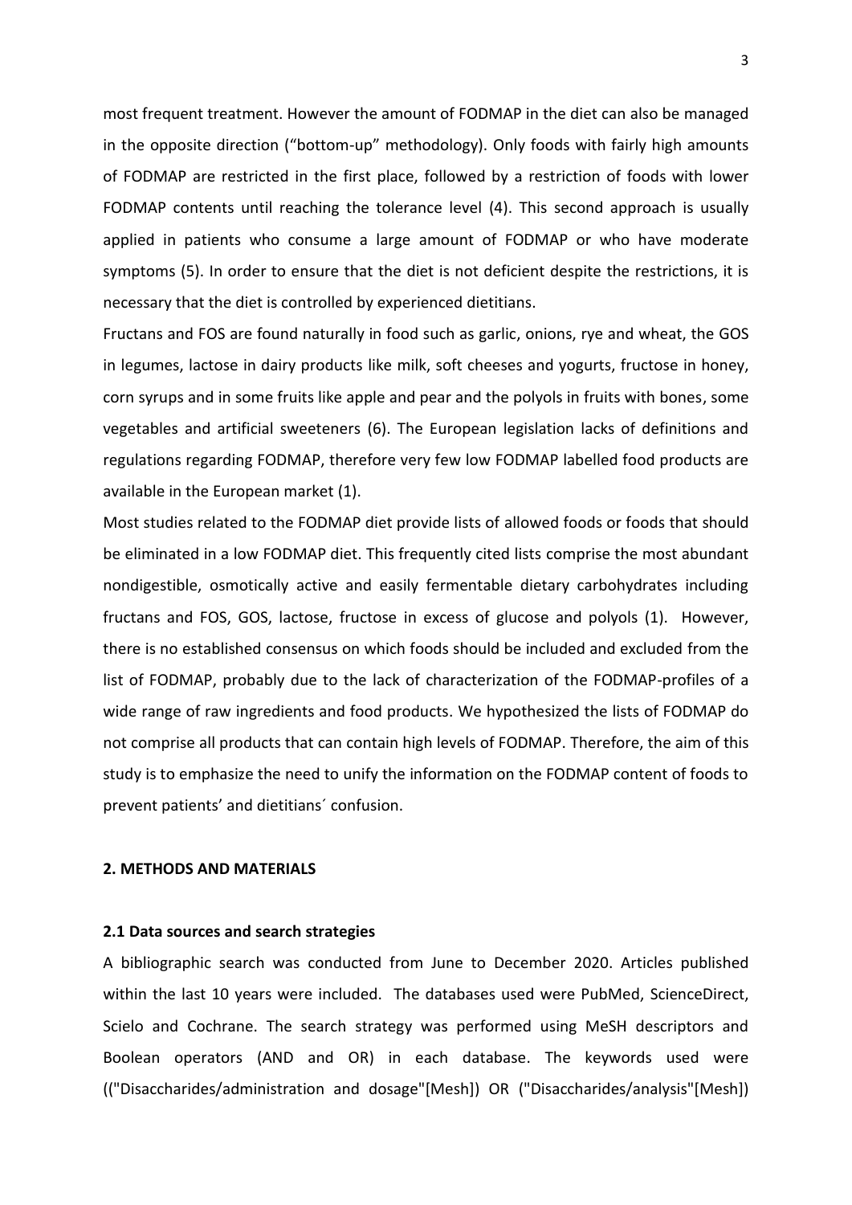most frequent treatment. However the amount of FODMAP in the diet can also be managed in the opposite direction ("bottom-up" methodology). Only foods with fairly high amounts of FODMAP are restricted in the first place, followed by a restriction of foods with lower FODMAP contents until reaching the tolerance level (4). This second approach is usually applied in patients who consume a large amount of FODMAP or who have moderate symptoms (5). In order to ensure that the diet is not deficient despite the restrictions, it is necessary that the diet is controlled by experienced dietitians.

Fructans and FOS are found naturally in food such as garlic, onions, rye and wheat, the GOS in legumes, lactose in dairy products like milk, soft cheeses and yogurts, fructose in honey, corn syrups and in some fruits like apple and pear and the polyols in fruits with bones, some vegetables and artificial sweeteners (6). The European legislation lacks of definitions and regulations regarding FODMAP, therefore very few low FODMAP labelled food products are available in the European market (1).

Most studies related to the FODMAP diet provide lists of allowed foods or foods that should be eliminated in a low FODMAP diet. This frequently cited lists comprise the most abundant nondigestible, osmotically active and easily fermentable dietary carbohydrates including fructans and FOS, GOS, lactose, fructose in excess of glucose and polyols (1). However, there is no established consensus on which foods should be included and excluded from the list of FODMAP, probably due to the lack of characterization of the FODMAP-profiles of a wide range of raw ingredients and food products. We hypothesized the lists of FODMAP do not comprise all products that can contain high levels of FODMAP. Therefore, the aim of this study is to emphasize the need to unify the information on the FODMAP content of foods to prevent patients' and dietitians´ confusion.

## 2. METHODS AND MATERIALS

### 2.1 Data sources and search strategies

A bibliographic search was conducted from June to December 2020. Articles published within the last 10 years were included. The databases used were PubMed, ScienceDirect, Scielo and Cochrane. The search strategy was performed using MeSH descriptors and Boolean operators (AND and OR) in each database. The keywords used were (("Disaccharides/administration and dosage"[Mesh]) OR ("Disaccharides/analysis"[Mesh])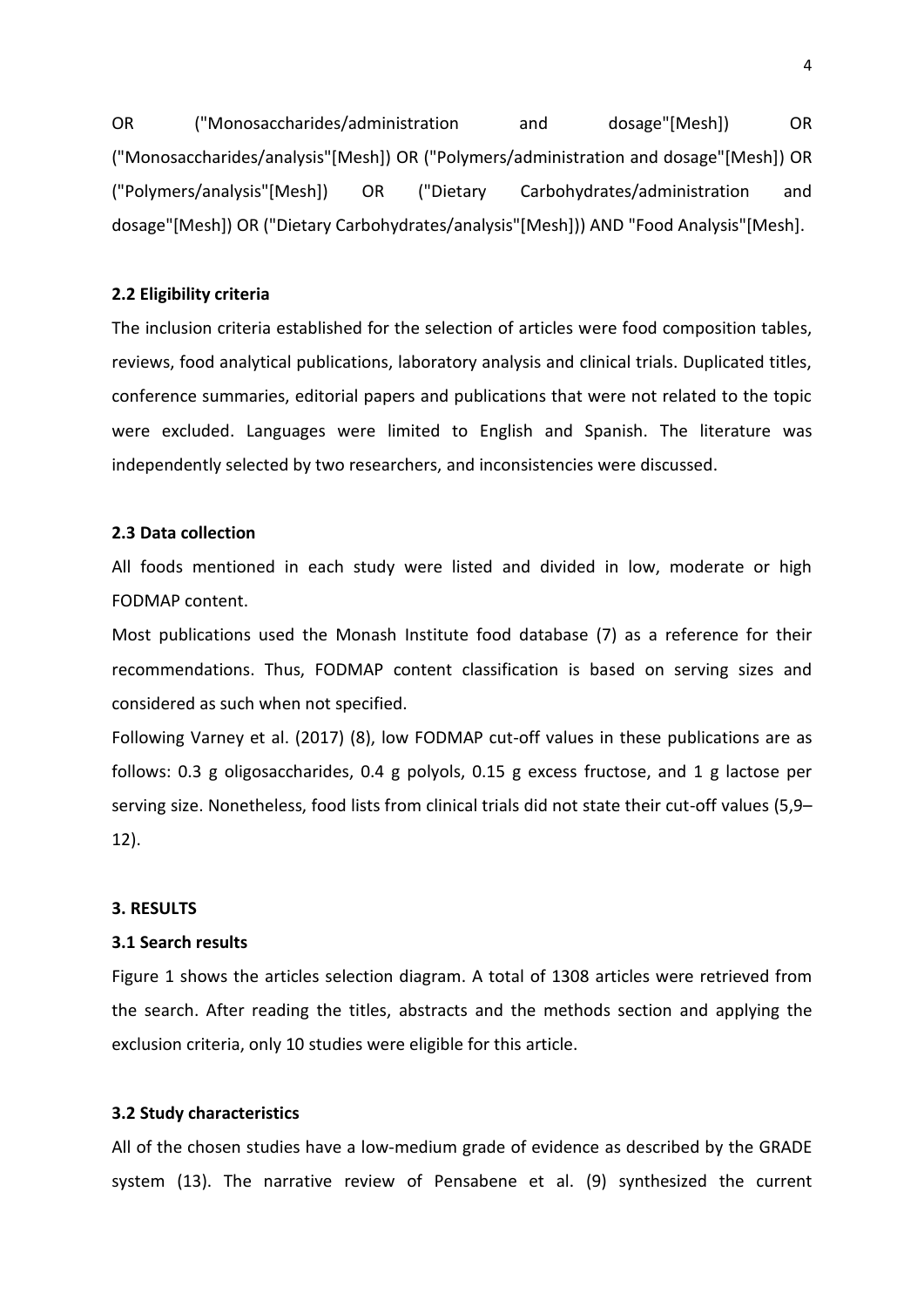OR ("Monosaccharides/administration and dosage"[Mesh]) OR ("Monosaccharides/analysis"[Mesh]) OR ("Polymers/administration and dosage"[Mesh]) OR ("Polymers/analysis"[Mesh]) OR ("Dietary Carbohydrates/administration and dosage"[Mesh]) OR ("Dietary Carbohydrates/analysis"[Mesh])) AND "Food Analysis"[Mesh].

### 2.2 Eligibility criteria

The inclusion criteria established for the selection of articles were food composition tables, reviews, food analytical publications, laboratory analysis and clinical trials. Duplicated titles, conference summaries, editorial papers and publications that were not related to the topic were excluded. Languages were limited to English and Spanish. The literature was independently selected by two researchers, and inconsistencies were discussed.

### 2.3 Data collection

All foods mentioned in each study were listed and divided in low, moderate or high FODMAP content.

Most publications used the Monash Institute food database (7) as a reference for their recommendations. Thus, FODMAP content classification is based on serving sizes and considered as such when not specified.

Following Varney et al. (2017) (8), low FODMAP cut-off values in these publications are as follows: 0.3 g oligosaccharides, 0.4 g polyols, 0.15 g excess fructose, and 1 g lactose per serving size. Nonetheless, food lists from clinical trials did not state their cut-off values (5,9–12).

## 3. RESULTS

### 3.1 Search results

Figure 1 shows the articles selection diagram. A total of 1308 articles were retrieved from the search. After reading the titles, abstracts and the methods section and applying the exclusion criteria, only 10 studies were eligible for this article.

### 3.2 Study characteristics

All of the chosen studies have a low-medium grade of evidence as described by the GRADE system (13). The narrative review of Pensabene et al. (9) synthesized the current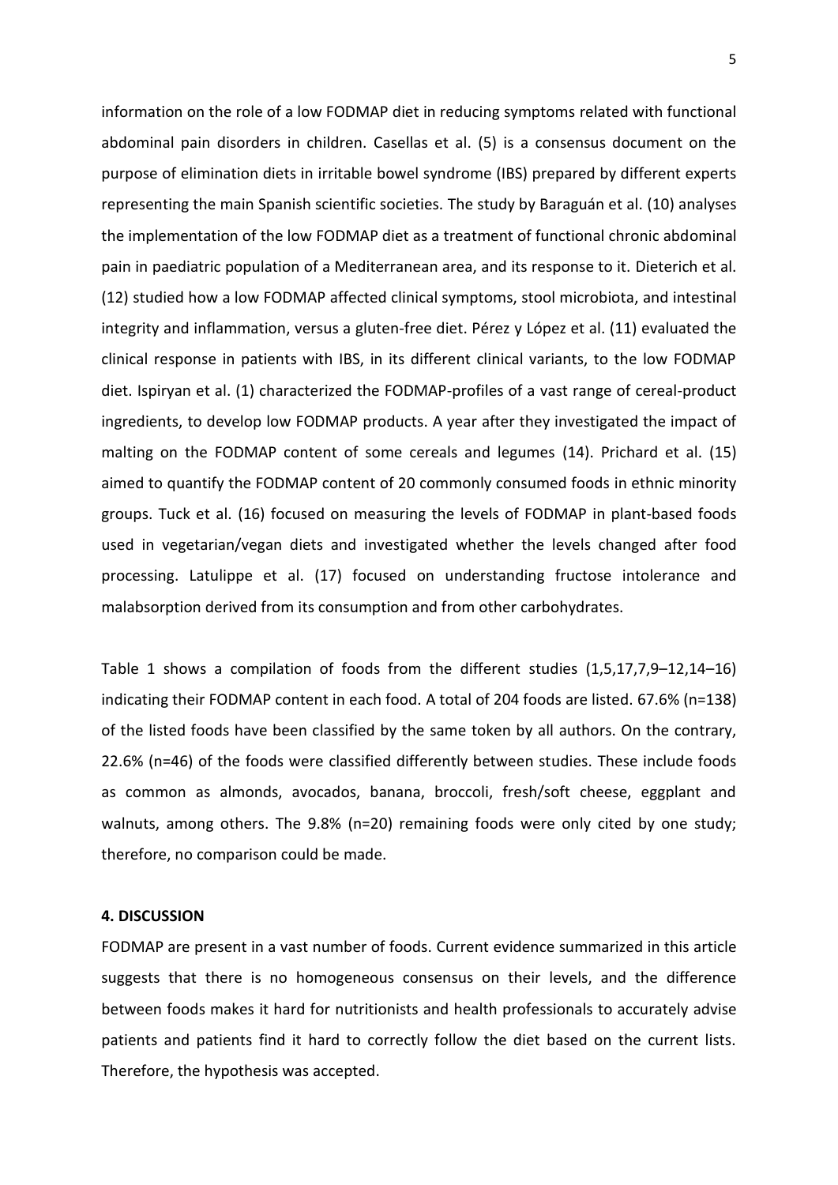information on the role of a low FODMAP diet in reducing symptoms related with functional abdominal pain disorders in children. Casellas et al. (5) is a consensus document on the purpose of elimination diets in irritable bowel syndrome (IBS) prepared by different experts representing the main Spanish scientific societies. The study by Baraguán et al. (10) analyses the implementation of the low FODMAP diet as a treatment of functional chronic abdominal pain in paediatric population of a Mediterranean area, and its response to it. Dieterich et al. (12) studied how a low FODMAP affected clinical symptoms, stool microbiota, and intestinal integrity and inflammation, versus a gluten-free diet. Pérez y López et al. (11) evaluated the clinical response in patients with IBS, in its different clinical variants, to the low FODMAP diet. Ispiryan et al. (1) characterized the FODMAP-profiles of a vast range of cereal-product ingredients, to develop low FODMAP products. A year after they investigated the impact of malting on the FODMAP content of some cereals and legumes (14). Prichard et al. (15) aimed to quantify the FODMAP content of 20 commonly consumed foods in ethnic minority groups. Tuck et al. (16) focused on measuring the levels of FODMAP in plant-based foods used in vegetarian/vegan diets and investigated whether the levels changed after food processing. Latulippe et al. (17) focused on understanding fructose intolerance and malabsorption derived from its consumption and from other carbohydrates.

Table 1 shows a compilation of foods from the different studies (1,5,17,7,9–12,14–16) indicating their FODMAP content in each food. A total of 204 foods are listed. 67.6% (n=138) of the listed foods have been classified by the same token by all authors. On the contrary, 22.6% (n=46) of the foods were classified differently between studies. These include foods as common as almonds, avocados, banana, broccoli, fresh/soft cheese, eggplant and walnuts, among others. The 9.8% (n=20) remaining foods were only cited by one study; therefore, no comparison could be made.

## 4. DISCUSSION

FODMAP are present in a vast number of foods. Current evidence summarized in this article suggests that there is no homogeneous consensus on their levels, and the difference between foods makes it hard for nutritionists and health professionals to accurately advise patients and patients find it hard to correctly follow the diet based on the current lists. Therefore, the hypothesis was accepted.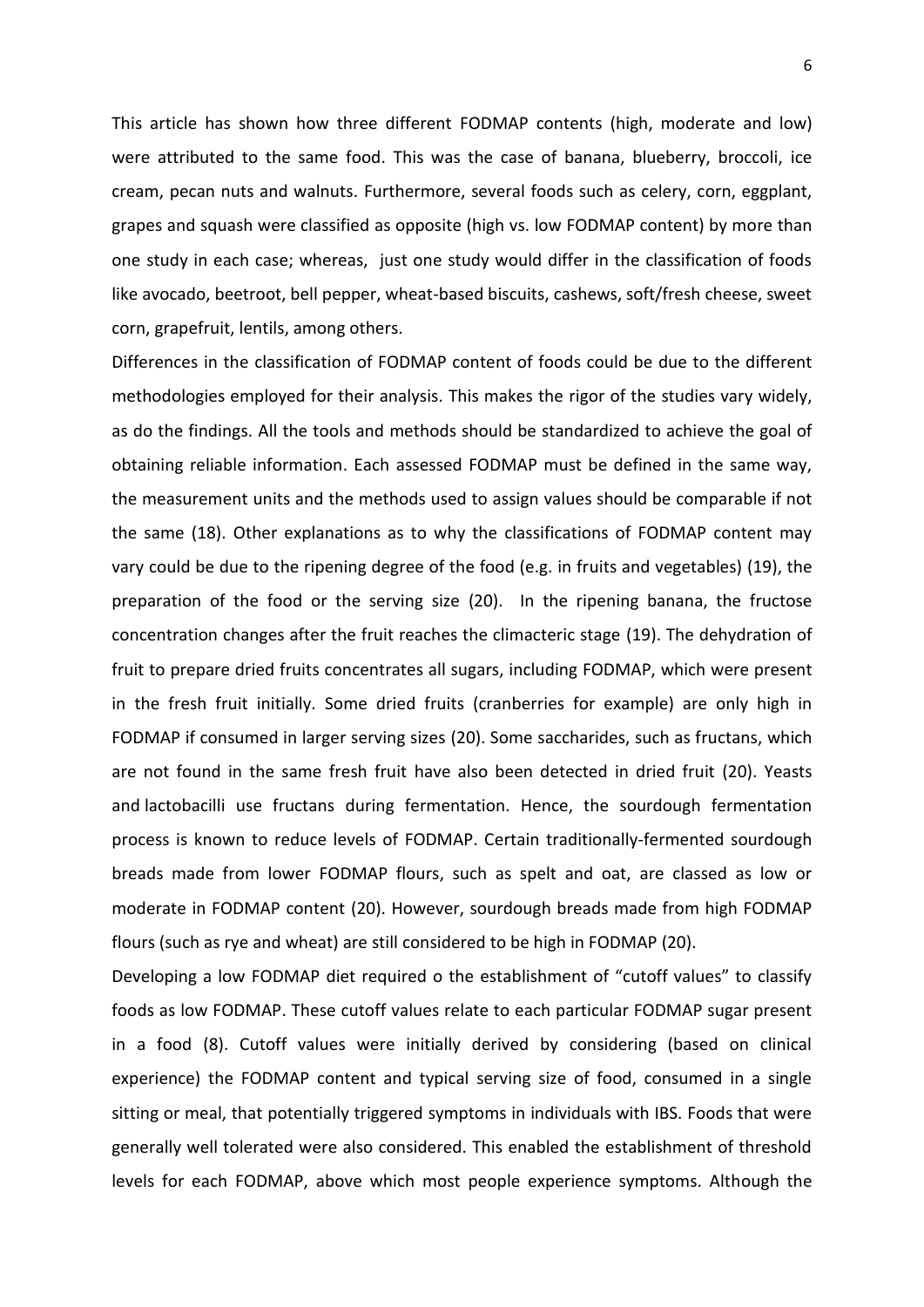This article has shown how three different FODMAP contents (high, moderate and low) were attributed to the same food. This was the case of banana, blueberry, broccoli, ice cream, pecan nuts and walnuts. Furthermore, several foods such as celery, corn, eggplant, grapes and squash were classified as opposite (high vs. low FODMAP content) by more than one study in each case; whereas, just one study would differ in the classification of foods like avocado, beetroot, bell pepper, wheat-based biscuits, cashews, soft/fresh cheese, sweet corn, grapefruit, lentils, among others.

Differences in the classification of FODMAP content of foods could be due to the different methodologies employed for their analysis. This makes the rigor of the studies vary widely, as do the findings. All the tools and methods should be standardized to achieve the goal of obtaining reliable information. Each assessed FODMAP must be defined in the same way, the measurement units and the methods used to assign values should be comparable if not the same (18). Other explanations as to why the classifications of FODMAP content may vary could be due to the ripening degree of the food (e.g. in fruits and vegetables) (19), the preparation of the food or the serving size (20). In the ripening banana, the fructose concentration changes after the fruit reaches the climacteric stage (19). The dehydration of fruit to prepare dried fruits concentrates all sugars, including FODMAP, which were present in the fresh fruit initially. Some dried fruits (cranberries for example) are only high in FODMAP if consumed in larger serving sizes (20). Some saccharides, such as fructans, which are not found in the same fresh fruit have also been detected in dried fruit (20). Yeasts and lactobacilli use fructans during fermentation. Hence, the sourdough fermentation process is known to reduce levels of FODMAP. Certain traditionally-fermented sourdough breads made from lower FODMAP flours, such as spelt and oat, are classed as low or moderate in FODMAP content (20). However, sourdough breads made from high FODMAP flours (such as rye and wheat) are still considered to be high in FODMAP (20).

Developing a low FODMAP diet required o the establishment of "cutoff values" to classify foods as low FODMAP. These cutoff values relate to each particular FODMAP sugar present in a food (8). Cutoff values were initially derived by considering (based on clinical experience) the FODMAP content and typical serving size of food, consumed in a single sitting or meal, that potentially triggered symptoms in individuals with IBS. Foods that were generally well tolerated were also considered. This enabled the establishment of threshold levels for each FODMAP, above which most people experience symptoms. Although the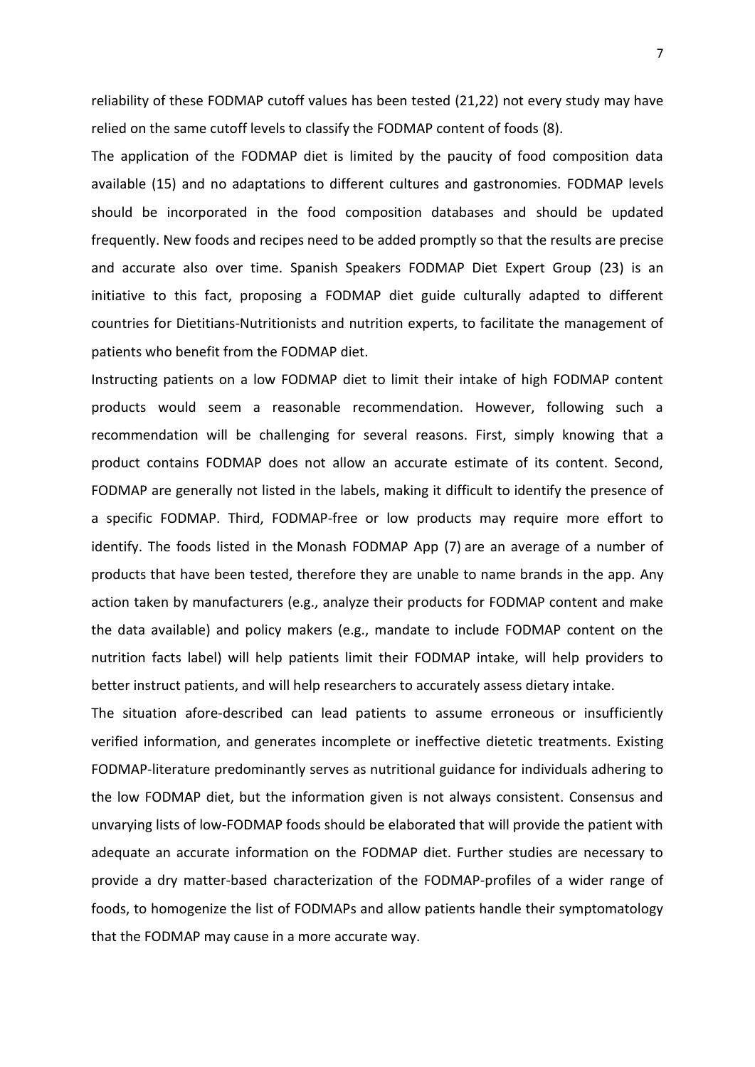reliability of these FODMAP cutoff values has been tested (21,22) not every study may have relied on the same cutoff levels to classify the FODMAP content of foods (8).

The application of the FODMAP diet is limited by the paucity of food composition data available (15) and no adaptations to different cultures and gastronomies. FODMAP levels should be incorporated in the food composition databases and should be updated frequently. New foods and recipes need to be added promptly so that the results are precise and accurate also over time. Spanish Speakers FODMAP Diet Expert Group (23) is an initiative to this fact, proposing a FODMAP diet guide culturally adapted to different countries for Dietitians-Nutritionists and nutrition experts, to facilitate the management of patients who benefit from the FODMAP diet.

Instructing patients on a low FODMAP diet to limit their intake of high FODMAP content products would seem a reasonable recommendation. However, following such a recommendation will be challenging for several reasons. First, simply knowing that a product contains FODMAP does not allow an accurate estimate of its content. Second, FODMAP are generally not listed in the labels, making it difficult to identify the presence of a specific FODMAP. Third, FODMAP-free or low products may require more effort to identify. The foods listed in the Monash FODMAP App (7) are an average of a number of products that have been tested, therefore they are unable to name brands in the app. Any action taken by manufacturers (e.g., analyze their products for FODMAP content and make the data available) and policy makers (e.g., mandate to include FODMAP content on the nutrition facts label) will help patients limit their FODMAP intake, will help providers to better instruct patients, and will help researchers to accurately assess dietary intake.

The situation afore-described can lead patients to assume erroneous or insufficiently verified information, and generates incomplete or ineffective dietetic treatments. Existing FODMAP-literature predominantly serves as nutritional guidance for individuals adhering to the low FODMAP diet, but the information given is not always consistent. Consensus and unvarying lists of low-FODMAP foods should be elaborated that will provide the patient with adequate an accurate information on the FODMAP diet. Further studies are necessary to provide a dry matter-based characterization of the FODMAP-profiles of a wider range of foods, to homogenize the list of FODMAPs and allow patients handle their symptomatology that the FODMAP may cause in a more accurate way.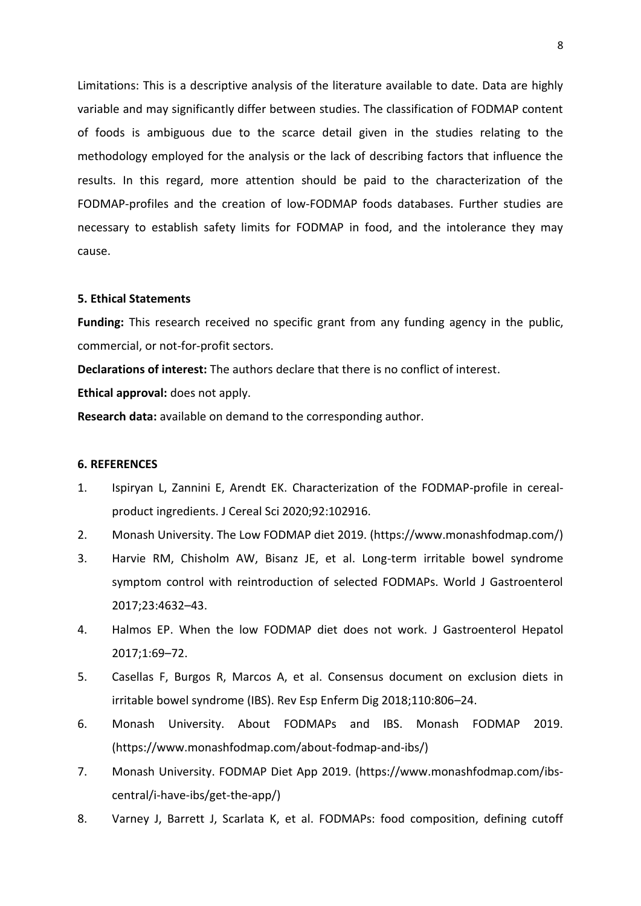Limitations: This is a descriptive analysis of the literature available to date. Data are highly variable and may significantly differ between studies. The classification of FODMAP content of foods is ambiguous due to the scarce detail given in the studies relating to the methodology employed for the analysis or the lack of describing factors that influence the results. In this regard, more attention should be paid to the characterization of the FODMAP-profiles and the creation of low-FODMAP foods databases. Further studies are necessary to establish safety limits for FODMAP in food, and the intolerance they may cause.

## 5. Ethical Statements

**Funding:** This research received no specific grant from any funding agency in the public, commercial, or not-for-profit sectors.

**Declarations of interest:** The authors declare that there is no conflict of interest.

**Ethical approval:** does not apply.

**Research data:** available on demand to the corresponding author.

## 6. REFERENCES

1. Ispiryan L, Zannini E, Arendt EK. Characterization of the FODMAP-profile in cereal-product ingredients. J Cereal Sci 2020;92:102916.
2. Monash University. The Low FODMAP diet 2019. (https://www.monashfodmap.com/)
3. Harvie RM, Chisholm AW, Bisanz JE, et al. Long-term irritable bowel syndrome symptom control with reintroduction of selected FODMAPs. World J Gastroenterol 2017;23:4632–43.
4. Halmos EP. When the low FODMAP diet does not work. J Gastroenterol Hepatol 2017;1:69–72.
5. Casellas F, Burgos R, Marcos A, et al. Consensus document on exclusion diets in irritable bowel syndrome (IBS). Rev Esp Enferm Dig 2018;110:806–24.
6. Monash University. About FODMAPs and IBS. Monash FODMAP 2019. (https://www.monashfodmap.com/about-fodmap-and-ibs/)
7. Monash University. FODMAP Diet App 2019. (https://www.monashfodmap.com/ibs-central/i-have-ibs/get-the-app/)
8. Varney J, Barrett J, Scarlata K, et al. FODMAPs: food composition, defining cutoff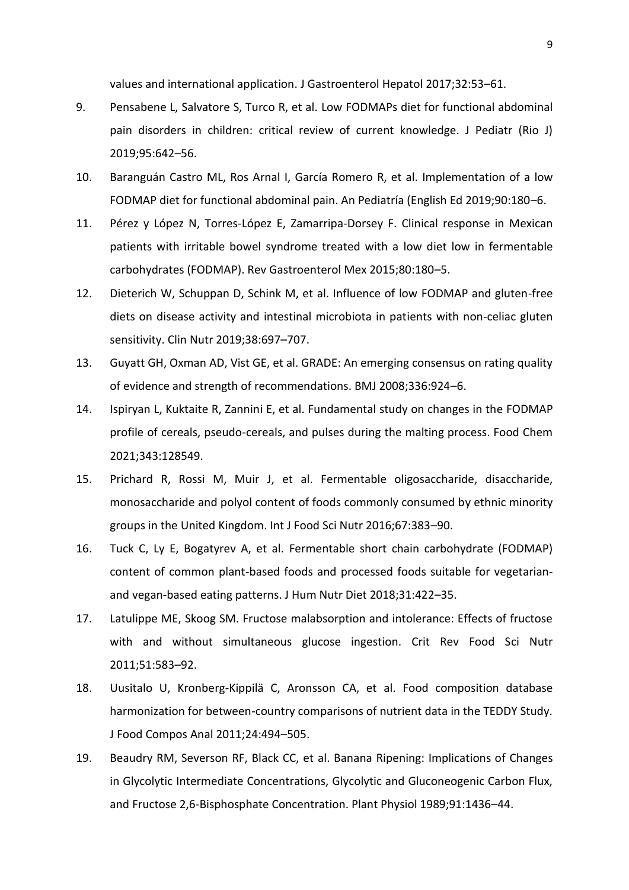values and international application. J Gastroenterol Hepatol 2017;32:53–61.

9. Pensabene L, Salvatore S, Turco R, et al. Low FODMAPs diet for functional abdominal pain disorders in children: critical review of current knowledge. J Pediatr (Rio J) 2019;95:642–56.
10. Baranguán Castro ML, Ros Arnal I, García Romero R, et al. Implementation of a low FODMAP diet for functional abdominal pain. An Pediatría (English Ed 2019;90:180–6.
11. Pérez y López N, Torres-López E, Zamarripa-Dorsey F. Clinical response in Mexican patients with irritable bowel syndrome treated with a low diet low in fermentable carbohydrates (FODMAP). Rev Gastroenterol Mex 2015;80:180–5.
12. Dieterich W, Schuppan D, Schink M, et al. Influence of low FODMAP and gluten-free diets on disease activity and intestinal microbiota in patients with non-celiac gluten sensitivity. Clin Nutr 2019;38:697–707.
13. Guyatt GH, Oxman AD, Vist GE, et al. GRADE: An emerging consensus on rating quality of evidence and strength of recommendations. BMJ 2008;336:924–6.
14. Ispiryan L, Kuktaite R, Zannini E, et al. Fundamental study on changes in the FODMAP profile of cereals, pseudo-cereals, and pulses during the malting process. Food Chem 2021;343:128549.
15. Prichard R, Rossi M, Muir J, et al. Fermentable oligosaccharide, disaccharide, monosaccharide and polyol content of foods commonly consumed by ethnic minority groups in the United Kingdom. Int J Food Sci Nutr 2016;67:383–90.
16. Tuck C, Ly E, Bogatyrev A, et al. Fermentable short chain carbohydrate (FODMAP) content of common plant-based foods and processed foods suitable for vegetarian- and vegan-based eating patterns. J Hum Nutr Diet 2018;31:422–35.
17. Latulippe ME, Skoog SM. Fructose malabsorption and intolerance: Effects of fructose with and without simultaneous glucose ingestion. Crit Rev Food Sci Nutr 2011;51:583–92.
18. Uusitalo U, Kronberg-Kippilä C, Aronsson CA, et al. Food composition database harmonization for between-country comparisons of nutrient data in the TEDDY Study. J Food Compos Anal 2011;24:494–505.
19. Beaudry RM, Severson RF, Black CC, et al. Banana Ripening: Implications of Changes in Glycolytic Intermediate Concentrations, Glycolytic and Gluconeogenic Carbon Flux, and Fructose 2,6-Bisphosphate Concentration. Plant Physiol 1989;91:1436–44.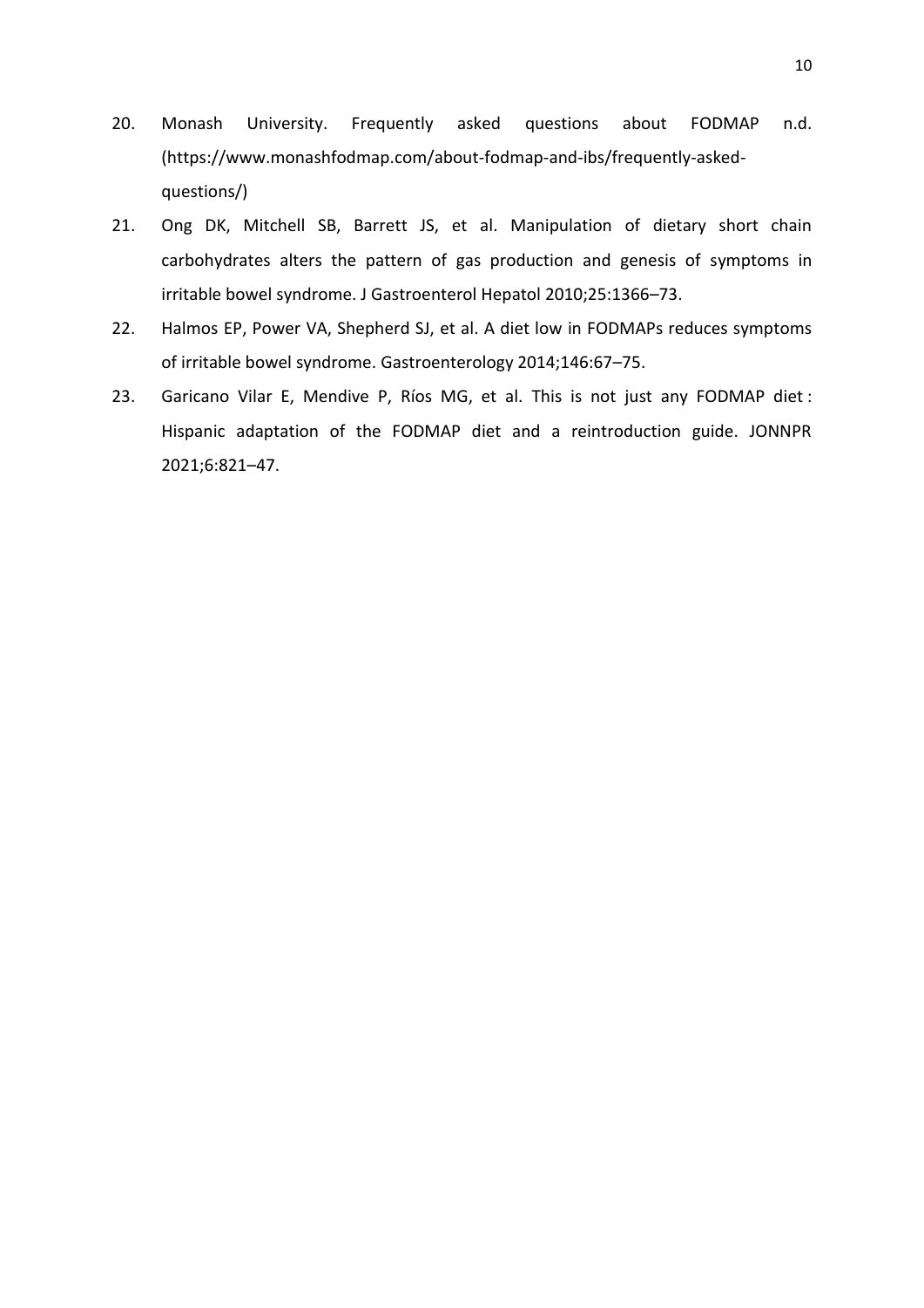20. Monash University. Frequently asked questions about FODMAP n.d. (https://www.monashfodmap.com/about-fodmap-and-ibs/frequently-asked-questions/)
21. Ong DK, Mitchell SB, Barrett JS, et al. Manipulation of dietary short chain carbohydrates alters the pattern of gas production and genesis of symptoms in irritable bowel syndrome. J Gastroenterol Hepatol 2010;25:1366–73.
22. Halmos EP, Power VA, Shepherd SJ, et al. A diet low in FODMAPs reduces symptoms of irritable bowel syndrome. Gastroenterology 2014;146:67–75.
23. Garicano Vilar E, Mendive P, Ríos MG, et al. This is not just any FODMAP diet : Hispanic adaptation of the FODMAP diet and a reintroduction guide. JONNPR 2021;6:821–47.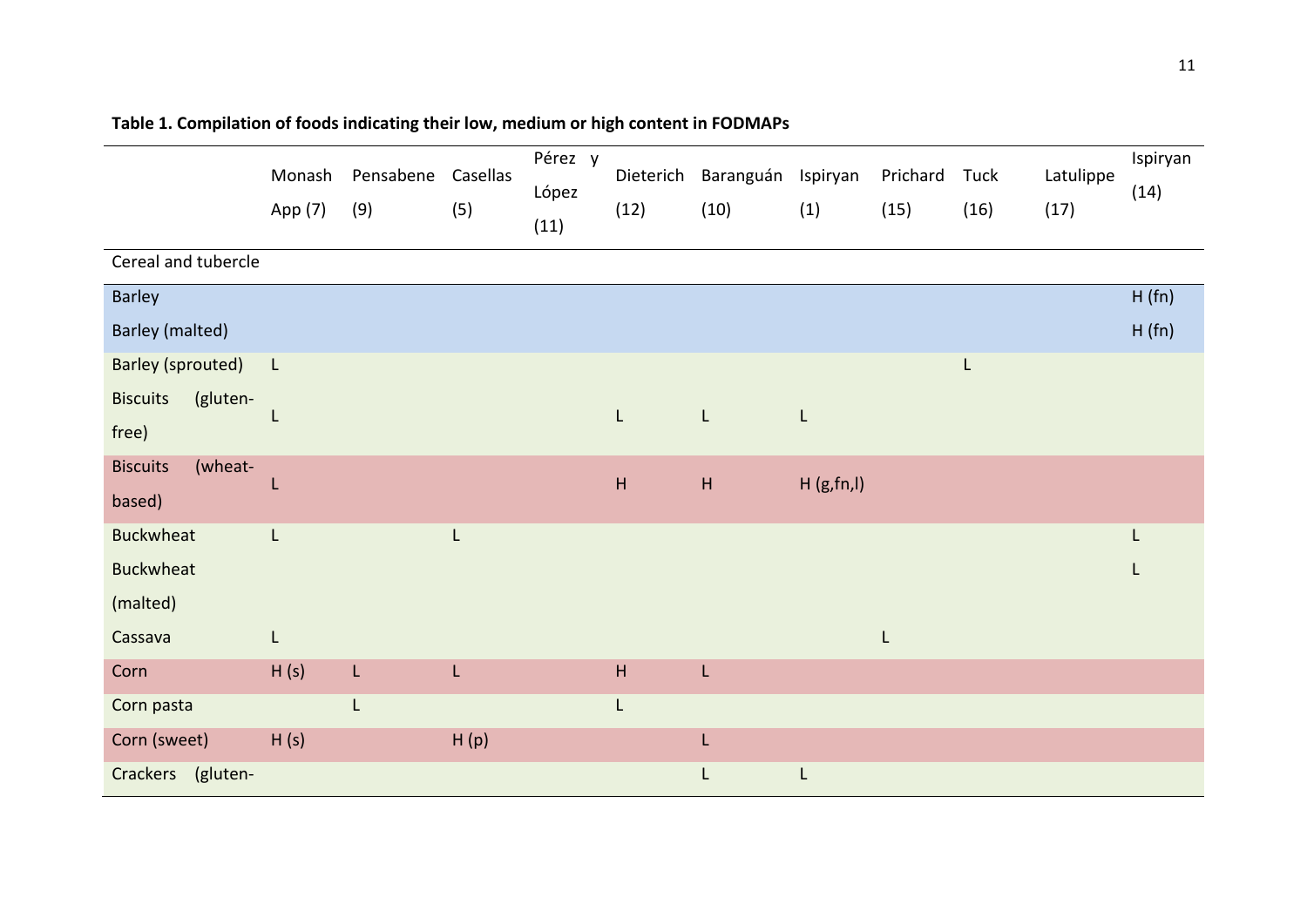**Table 1. Compilation of foods indicating their low, medium or high content in FODMAPs**

| | Monash App (7) | Pensabene (9) | Casellas (5) | Pérez y López (11) | Dieterich (12) | Baranguán (10) | Ispiryan (1) | Prichard (15) | Tuck (16) | Latulippe (17) | Ispiryan (14) |
|---|---|---|---|---|---|---|---|---|---|---|---|
| Cereal and tubercle | | | | | | | | | | | |
| Barley | | | | | | | | | | | H (fn) |
| Barley (malted) | | | | | | | | | | | H (fn) |
| Barley (sprouted) | L | | | | | | | | L | | |
| Biscuits (gluten-free) | L | | | | L | L | L | | | | |
| Biscuits (wheat-based) | L | | | | H | H | H (g,fn,l) | | | | |
| Buckwheat | L | | L | | | | | | | | L |
| Buckwheat (malted) | | | | | | | | | | | L |
| Cassava | L | | | | | | | L | | | |
| Corn | H (s) | L | L | | H | L | | | | | |
| Corn pasta | | L | | | L | | | | | | |
| Corn (sweet) | H (s) | | H (p) | | | L | | | | | |
| Crackers (gluten- | | | | | | L | L | | | | |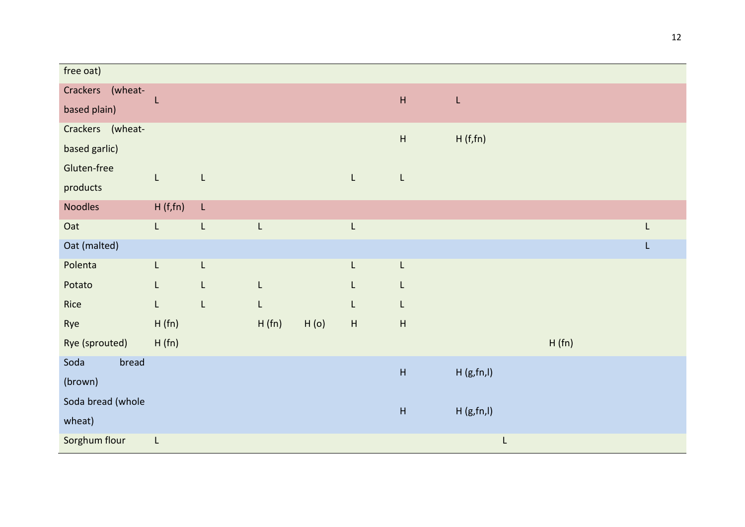| | | | | | | | | | | |
|---|---|---|---|---|---|---|---|---|---|---|
| free oat) | | | | | | | | | | |
| Crackers (wheat-based plain) | L | | | | | H | L | | | |
| Crackers (wheat-based garlic) | | | | | | H | H (f,fn) | | | |
| Gluten-free products | L | L | | | L | L | | | | |
| Noodles | H (f,fn) | L | | | | | | | | |
| Oat | L | L | L | | L | | | | | L |
| Oat (malted) | | | | | | | | | | L |
| Polenta | L | L | | | L | L | | | | |
| Potato | L | L | L | | L | L | | | | |
| Rice | L | L | L | | L | L | | | | |
| Rye | H (fn) | | H (fn) | H (o) | H | H | | | | |
| Rye (sprouted) | H (fn) | | | | | | | | H (fn) | |
| Soda bread (brown) | | | | | | H | H (g,fn,l) | | | |
| Soda bread (whole wheat) | | | | | | H | H (g,fn,l) | | | |
| Sorghum flour | L | | | | | | | L | | |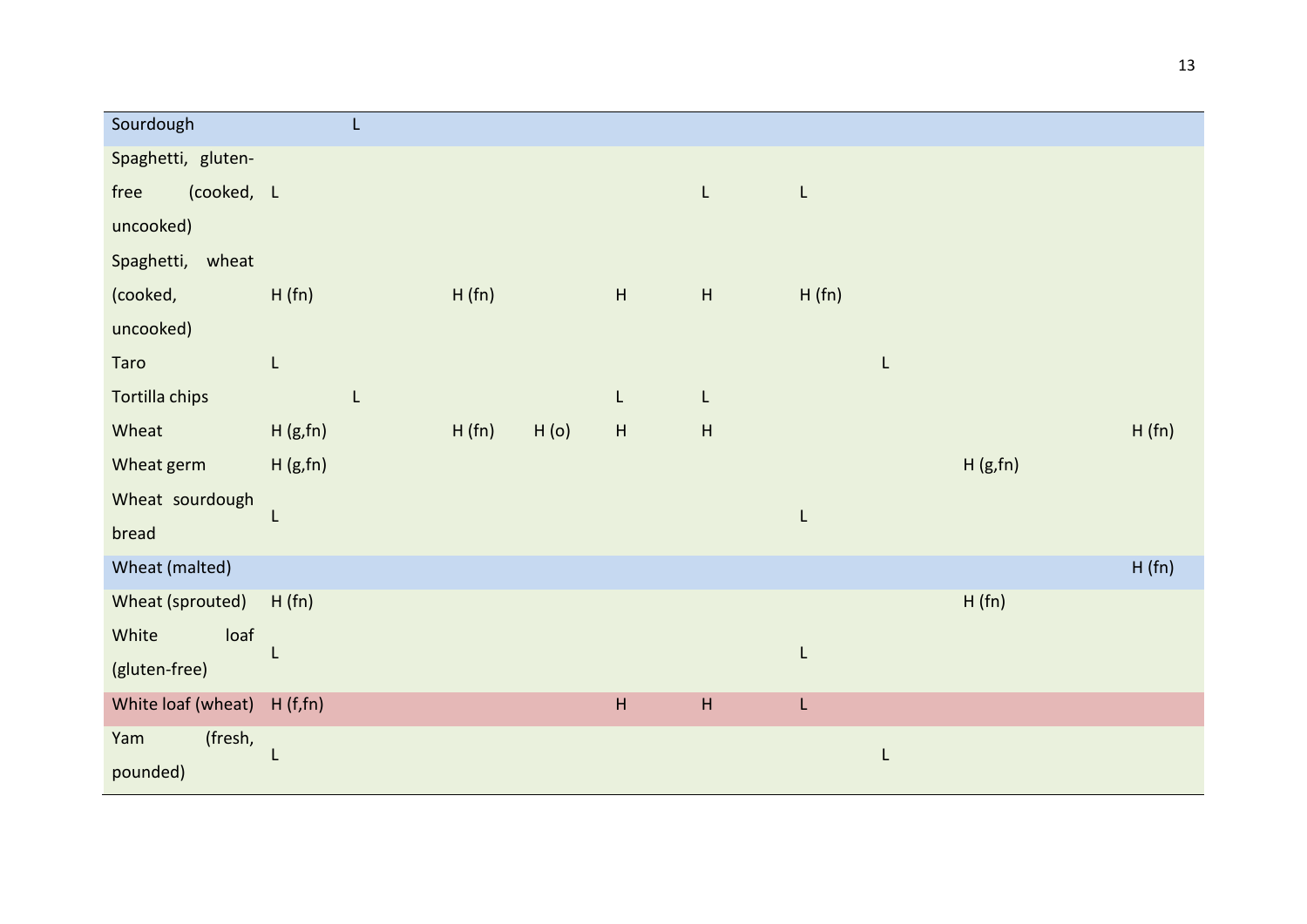| | | | | | | | | | | | |
|---|---|---|---|---|---|---|---|---|---|---|---|
| Sourdough | | L | | | | | | | | | |
| Spaghetti, gluten-free (cooked, uncooked) | L | | | | | L | L | | | | |
| Spaghetti, wheat (cooked, uncooked) | H (fn) | | H (fn) | | H | H | H (fn) | | | | |
| Taro | L | | | | | | | L | | | |
| Tortilla chips | | L | | | L | L | | | | | |
| Wheat | H (g,fn) | | H (fn) | H (o) | H | H | | | | | H (fn) |
| Wheat germ | H (g,fn) | | | | | | | | H (g,fn) | | |
| Wheat sourdough bread | L | | | | | | L | | | | |
| Wheat (malted) | | | | | | | | | | | H (fn) |
| Wheat (sprouted) | H (fn) | | | | | | | | H (fn) | | |
| White loaf (gluten-free) | L | | | | | | L | | | | |
| White loaf (wheat) | H (f,fn) | | | | H | H | L | | | | |
| Yam (fresh, pounded) | L | | | | | | | L | | | |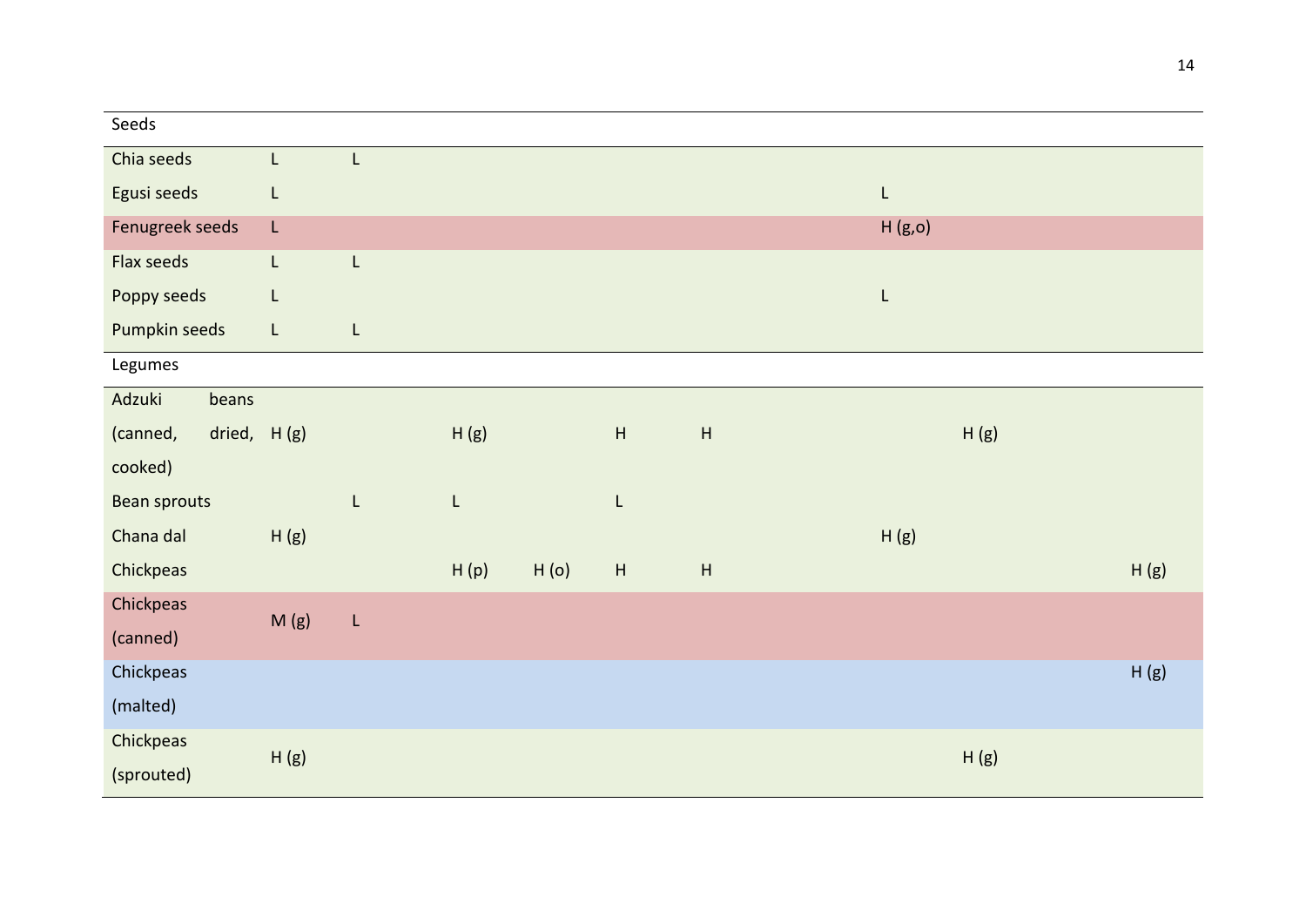| | | | | | | | | | | | |
|---|---|---|---|---|---|---|---|---|---|---|---|
| Seeds | | | | | | | | | | | |
| Chia seeds | L | L | | | | | | | | | |
| Egusi seeds | L | | | | | | | L | | | |
| Fenugreek seeds | L | | | | | | | H (g,o) | | | |
| Flax seeds | L | L | | | | | | | | | |
| Poppy seeds | L | | | | | | | L | | | |
| Pumpkin seeds | L | L | | | | | | | | | |
| Legumes | | | | | | | | | | | |
| Adzuki beans (canned, dried, cooked) | H (g) | | H (g) | | H | H | | | H (g) | | |
| Bean sprouts | | L | L | | L | | | | | | |
| Chana dal | H (g) | | | | | | | H (g) | | | |
| Chickpeas | | | H (p) | H (o) | H | H | | | | | H (g) |
| Chickpeas (canned) | M (g) | L | | | | | | | | | |
| Chickpeas (malted) | | | | | | | | | | | H (g) |
| Chickpeas (sprouted) | H (g) | | | | | | | | H (g) | | |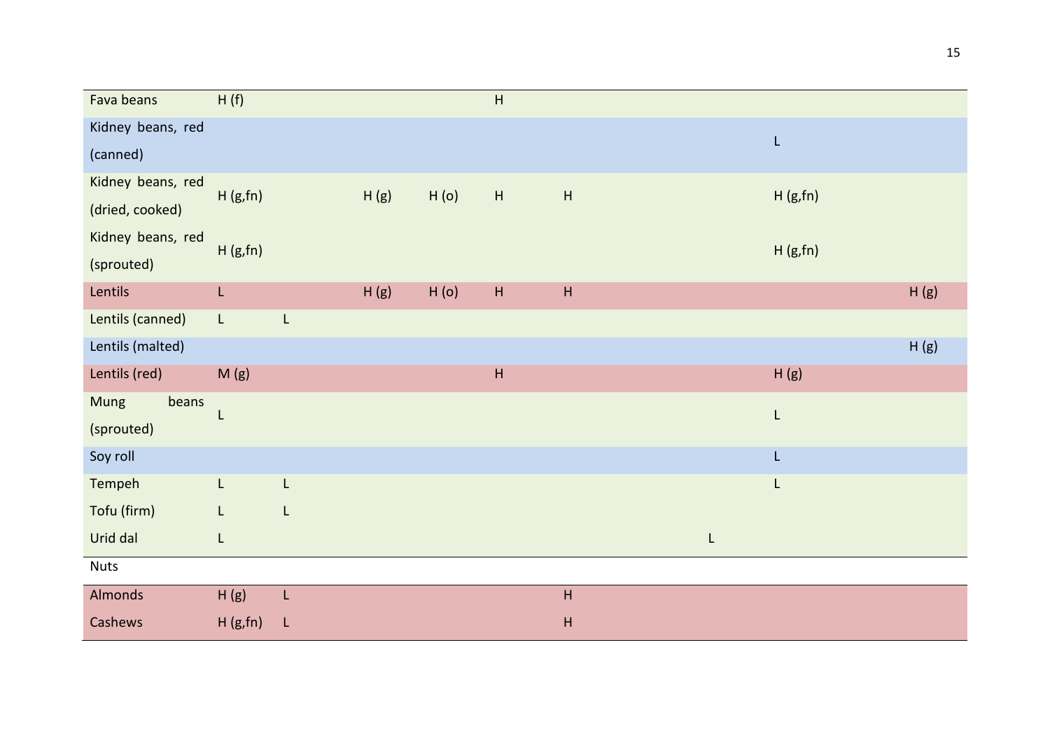| | | | | | | | | | | | |
|---|---|---|---|---|---|---|---|---|---|---|---|
| Fava beans | H (f) | | | | H | | | | | | |
| Kidney beans, red (canned) | | | | | | | | | L | | |
| Kidney beans, red (dried, cooked) | H (g,fn) | | H (g) | H (o) | H | H | | | H (g,fn) | | |
| Kidney beans, red (sprouted) | H (g,fn) | | | | | | | | H (g,fn) | | |
| Lentils | L | | H (g) | H (o) | H | H | | | | | H (g) |
| Lentils (canned) | L | L | | | | | | | | | |
| Lentils (malted) | | | | | | | | | | | H (g) |
| Lentils (red) | M (g) | | | | H | | | | H (g) | | |
| Mung beans (sprouted) | L | | | | | | | | L | | |
| Soy roll | | | | | | | | | L | | |
| Tempeh | L | L | | | | | | | L | | |
| Tofu (firm) | L | L | | | | | | | | | |
| Urid dal | L | | | | | | | L | | | |
| Nuts | | | | | | | | | | | |
| Almonds | H (g) | L | | | | H | | | | | |
| Cashews | H (g,fn) | L | | | | H | | | | | |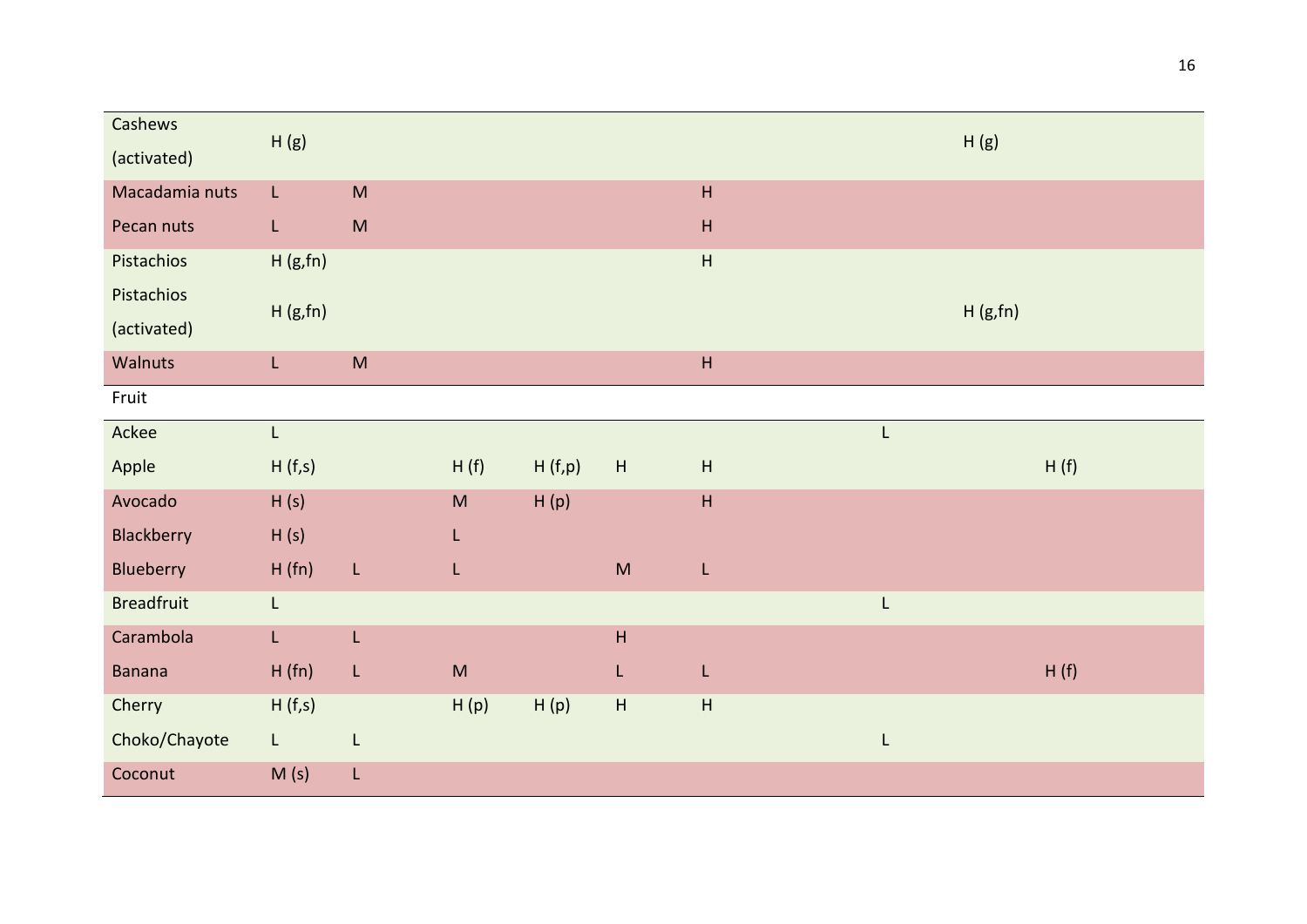| | | | | | | | | | | |
|---|---|---|---|---|---|---|---|---|---|---|
| Cashews (activated) | H (g) | | | | | | | | H (g) | |
| Macadamia nuts | L | M | | | | H | | | | |
| Pecan nuts | L | M | | | | H | | | | |
| Pistachios | H (g,fn) | | | | | H | | | | |
| Pistachios (activated) | H (g,fn) | | | | | | | | H (g,fn) | |
| Walnuts | L | M | | | | H | | | | |
| Fruit | | | | | | | | | | |
| Ackee | L | | | | | | | L | | |
| Apple | H (f,s) | | H (f) | H (f,p) | H | H | | | | H (f) |
| Avocado | H (s) | | M | H (p) | | H | | | | |
| Blackberry | H (s) | | L | | | | | | | |
| Blueberry | H (fn) | L | L | | M | L | | | | |
| Breadfruit | L | | | | | | | L | | |
| Carambola | L | L | | | H | | | | | |
| Banana | H (fn) | L | M | | L | L | | | | H (f) |
| Cherry | H (f,s) | | H (p) | H (p) | H | H | | | | |
| Choko/Chayote | L | L | | | | | | L | | |
| Coconut | M (s) | L | | | | | | | | |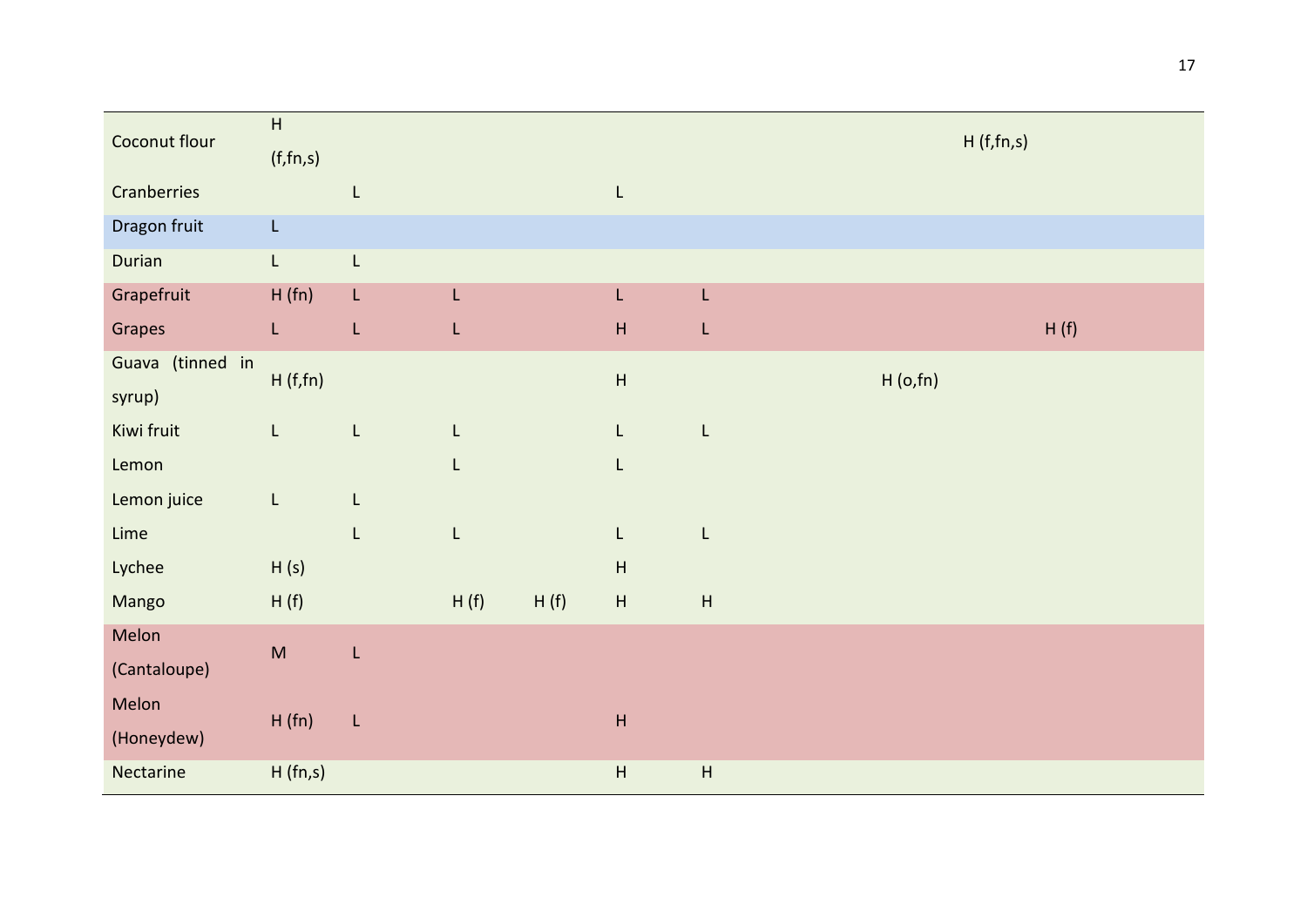| | | | | | | | | | | |
|---|---|---|---|---|---|---|---|---|---|---|
| Coconut flour | H (f,fn,s) | | | | | | | | H (f,fn,s) | |
| Cranberries | | L | | | L | | | | | |
| Dragon fruit | L | | | | | | | | | |
| Durian | L | L | | | | | | | | |
| Grapefruit | H (fn) | L | L | | L | L | | | | |
| Grapes | L | L | L | | H | L | | | | H (f) |
| Guava (tinned in syrup) | H (f,fn) | | | | H | | | H (o,fn) | | |
| Kiwi fruit | L | L | L | | L | L | | | | |
| Lemon | | | L | | L | | | | | |
| Lemon juice | L | L | | | | | | | | |
| Lime | | L | L | | L | L | | | | |
| Lychee | H (s) | | | | H | | | | | |
| Mango | H (f) | | H (f) | H (f) | H | H | | | | |
| Melon (Cantaloupe) | M | L | | | | | | | | |
| Melon (Honeydew) | H (fn) | L | | | H | | | | | |
| Nectarine | H (fn,s) | | | | H | H | | | | |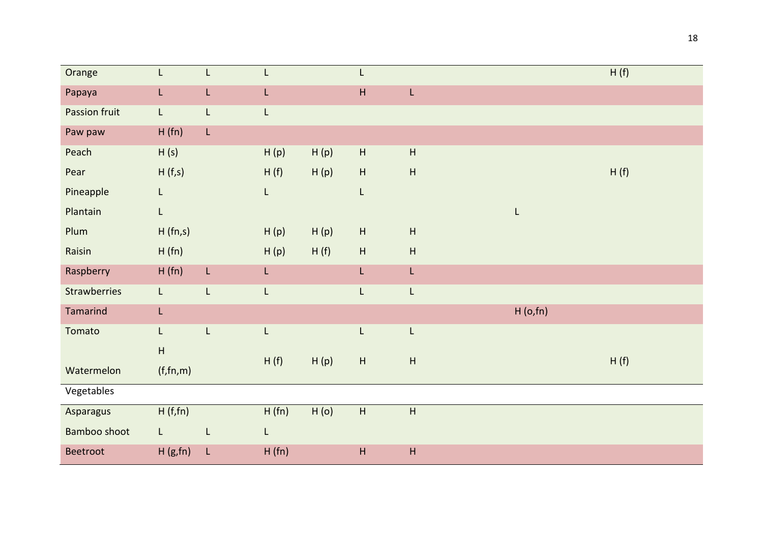| | | | | | | | | |
|---|---|---|---|---|---|---|---|---|
| Orange | L | L | L | | L | | | H (f) |
| Papaya | L | L | L | | H | L | | |
| Passion fruit | L | L | L | | | | | |
| Paw paw | H (fn) | L | | | | | | |
| Peach | H (s) | | H (p) | H (p) | H | H | | |
| Pear | H (f,s) | | H (f) | H (p) | H | H | | H (f) |
| Pineapple | L | | L | | L | | | |
| Plantain | L | | | | | | L | |
| Plum | H (fn,s) | | H (p) | H (p) | H | H | | |
| Raisin | H (fn) | | H (p) | H (f) | H | H | | |
| Raspberry | H (fn) | L | L | | L | L | | |
| Strawberries | L | L | L | | L | L | | |
| Tamarind | L | | | | | | H (o,fn) | |
| Tomato | L | L | L | | L | L | | |
| Watermelon | H (f,fn,m) | | H (f) | H (p) | H | H | | H (f) |
| Vegetables | | | | | | | | |
| Asparagus | H (f,fn) | | H (fn) | H (o) | H | H | | |
| Bamboo shoot | L | L | L | | | | | |
| Beetroot | H (g,fn) | L | H (fn) | | H | H | | |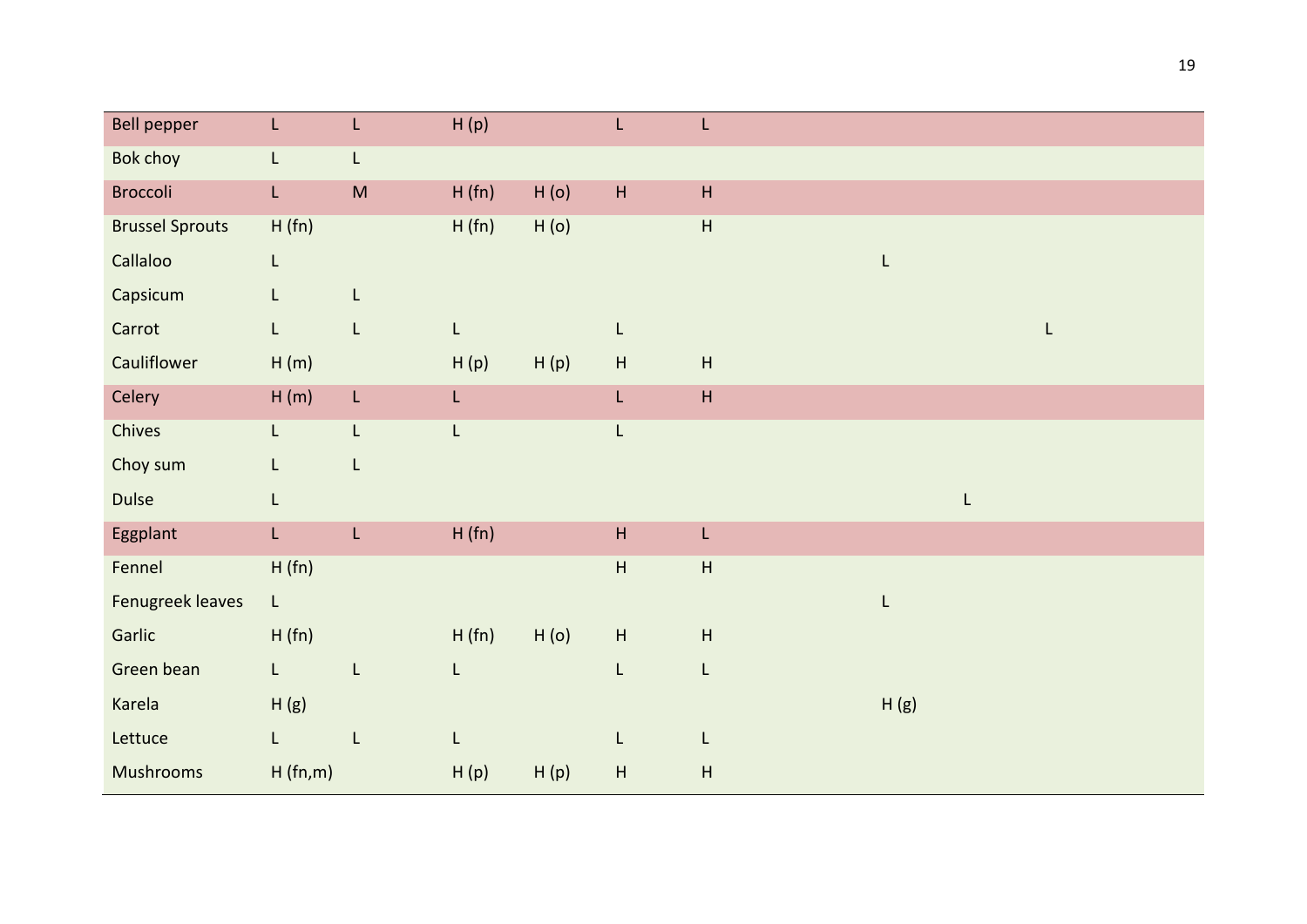| | | | | | | | | | | |
|---|---|---|---|---|---|---|---|---|---|---|
| Bell pepper | L | L | H (p) | | L | L | | | | |
| Bok choy | L | L | | | | | | | | |
| Broccoli | L | M | H (fn) | H (o) | H | H | | | | |
| Brussel Sprouts | H (fn) | | H (fn) | H (o) | | H | | | | |
| Callaloo | L | | | | | | | L | | |
| Capsicum | L | L | | | | | | | | |
| Carrot | L | L | L | | L | | | | | L |
| Cauliflower | H (m) | | H (p) | H (p) | H | H | | | | |
| Celery | H (m) | L | L | | L | H | | | | |
| Chives | L | L | L | | L | | | | | |
| Choy sum | L | L | | | | | | | | |
| Dulse | L | | | | | | | | L | |
| Eggplant | L | L | H (fn) | | H | L | | | | |
| Fennel | H (fn) | | | | H | H | | | | |
| Fenugreek leaves | L | | | | | | | L | | |
| Garlic | H (fn) | | H (fn) | H (o) | H | H | | | | |
| Green bean | L | L | L | | L | L | | | | |
| Karela | H (g) | | | | | | | H (g) | | |
| Lettuce | L | L | L | | L | L | | | | |
| Mushrooms | H (fn,m) | | H (p) | H (p) | H | H | | | | |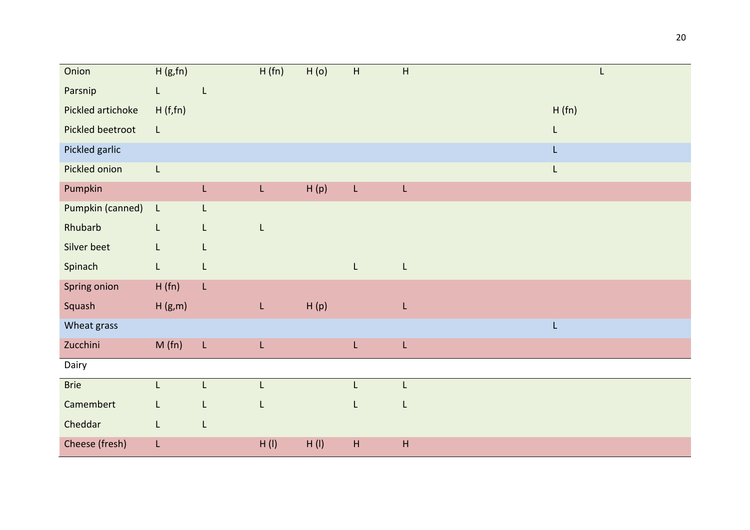| | | | | | | | | | | |
|---|---|---|---|---|---|---|---|---|---|---|
| Onion | H (g,fn) | | H (fn) | H (o) | H | H | | | | L |
| Parsnip | L | L | | | | | | | | |
| Pickled artichoke | H (f,fn) | | | | | | | | H (fn) | |
| Pickled beetroot | L | | | | | | | | L | |
| Pickled garlic | | | | | | | | | L | |
| Pickled onion | L | | | | | | | | L | |
| Pumpkin | | L | L | H (p) | L | L | | | | |
| Pumpkin (canned) | L | L | | | | | | | | |
| Rhubarb | L | L | L | | | | | | | |
| Silver beet | L | L | | | | | | | | |
| Spinach | L | L | | | L | L | | | | |
| Spring onion | H (fn) | L | | | | | | | | |
| Squash | H (g,m) | | L | H (p) | | L | | | | |
| Wheat grass | | | | | | | | | L | |
| Zucchini | M (fn) | L | L | | L | L | | | | |
| Dairy | | | | | | | | | | |
| Brie | L | L | L | | L | L | | | | |
| Camembert | L | L | L | | L | L | | | | |
| Cheddar | L | L | | | | | | | | |
| Cheese (fresh) | L | | H (l) | H (l) | H | H | | | | |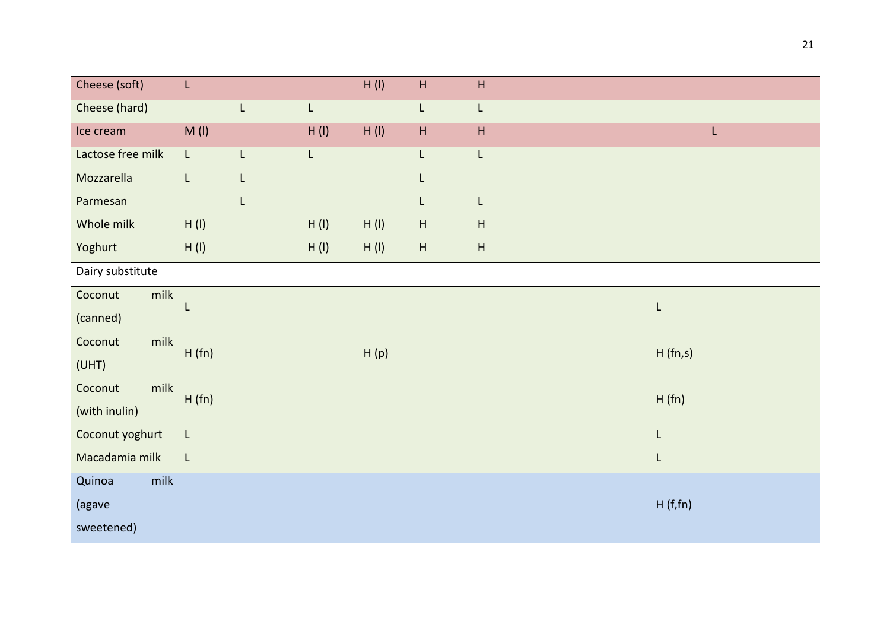| | | | | | | | | | | |
|---|---|---|---|---|---|---|---|---|---|---|
| Cheese (soft) | L | | | H (l) | H | H | | | | |
| Cheese (hard) | | L | L | | L | L | | | | |
| Ice cream | M (l) | | H (l) | H (l) | H | H | | | | L |
| Lactose free milk | L | L | L | | L | L | | | | |
| Mozzarella | L | L | | | L | | | | | |
| Parmesan | | L | | | L | L | | | | |
| Whole milk | H (l) | | H (l) | H (l) | H | H | | | | |
| Yoghurt | H (l) | | H (l) | H (l) | H | H | | | | |
| Dairy substitute | | | | | | | | | | |
| Coconut milk (canned) | L | | | | | | | | L | |
| Coconut milk (UHT) | H (fn) | | | H (p) | | | | | H (fn,s) | |
| Coconut milk (with inulin) | H (fn) | | | | | | | | H (fn) | |
| Coconut yoghurt | L | | | | | | | | L | |
| Macadamia milk | L | | | | | | | | L | |
| Quinoa milk (agave sweetened) | | | | | | | | | H (f,fn) | |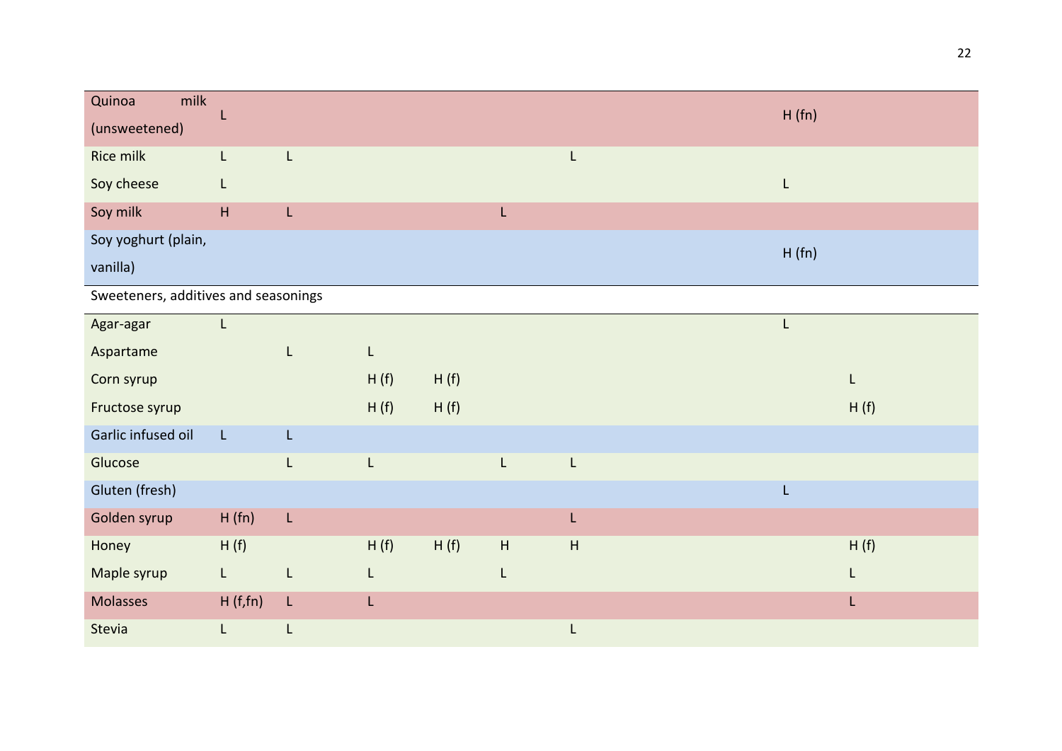| | | | | | | | | | | |
|---|---|---|---|---|---|---|---|---|---|---|
| Quinoa milk (unsweetened) | L | | | | | | | | H (fn) | |
| Rice milk | L | L | | | | L | | | | |
| Soy cheese | L | | | | | | | | L | |
| Soy milk | H | L | | | L | | | | | |
| Soy yoghurt (plain, vanilla) | | | | | | | | | H (fn) | |
| Sweeteners, additives and seasonings | | | | | | | | | | |
| Agar-agar | L | | | | | | | | L | |
| Aspartame | | L | L | | | | | | | |
| Corn syrup | | | H (f) | H (f) | | | | | | L |
| Fructose syrup | | | H (f) | H (f) | | | | | | H (f) |
| Garlic infused oil | L | L | | | | | | | | |
| Glucose | | L | L | | L | L | | | | |
| Gluten (fresh) | | | | | | | | | L | |
| Golden syrup | H (fn) | L | | | | L | | | | |
| Honey | H (f) | | H (f) | H (f) | H | H | | | | H (f) |
| Maple syrup | L | L | L | | L | | | | | L |
| Molasses | H (f,fn) | L | L | | | | | | | L |
| Stevia | L | L | | | | L | | | | |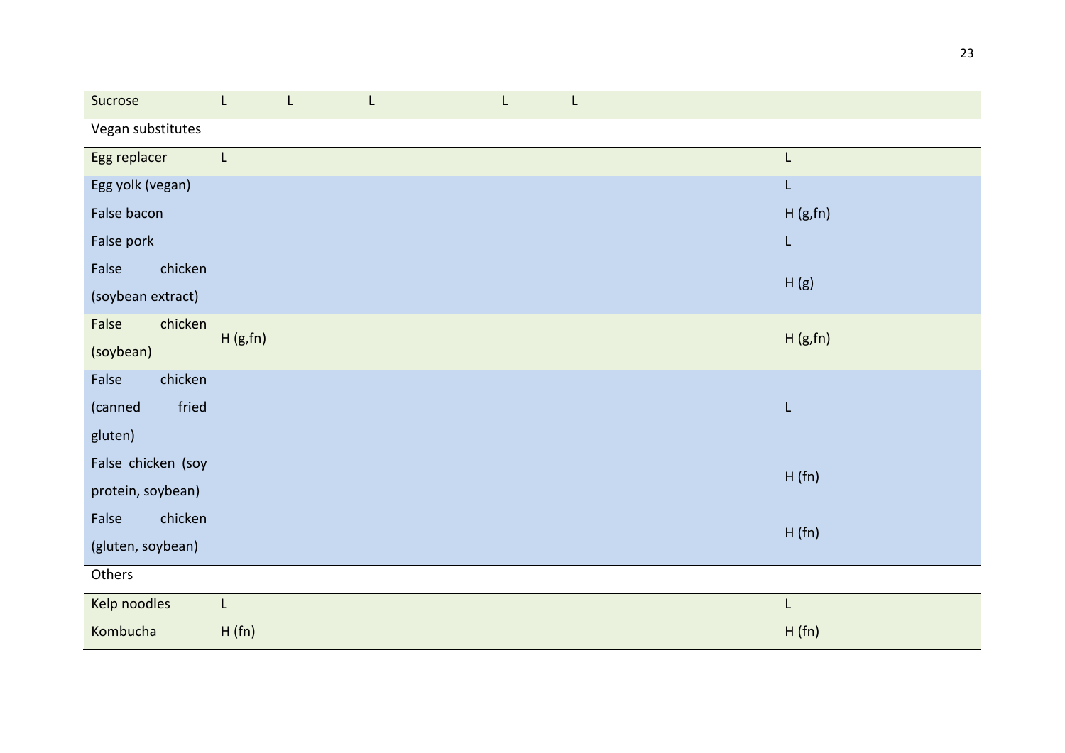| | | | | | | | | | |
|---|---|---|---|---|---|---|---|---|---|
| Sucrose | L | L | L | | L | L | | | |
| Vegan substitutes | | | | | | | | | |
| Egg replacer | L | | | | | | | | L |
| Egg yolk (vegan) | | | | | | | | | L |
| False bacon | | | | | | | | | H (g,fn) |
| False pork | | | | | | | | | L |
| False chicken (soybean extract) | | | | | | | | | H (g) |
| False chicken (soybean) | H (g,fn) | | | | | | | | H (g,fn) |
| False chicken (canned fried gluten) | | | | | | | | | L |
| False chicken (soy protein, soybean) | | | | | | | | | H (fn) |
| False chicken (gluten, soybean) | | | | | | | | | H (fn) |
| Others | | | | | | | | | |
| Kelp noodles | L | | | | | | | | L |
| Kombucha | H (fn) | | | | | | | | H (fn) |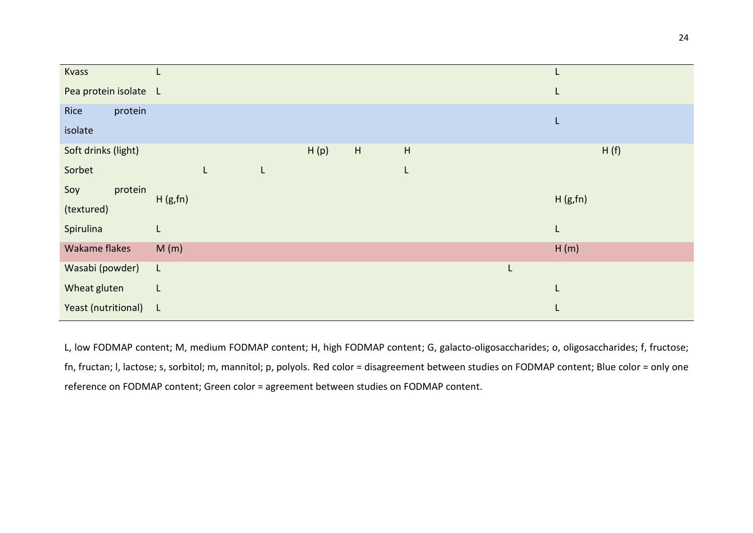| | | | | | | | | | | |
|---|---|---|---|---|---|---|---|---|---|---|
| Kvass | L | | | | | | | | L | |
| Pea protein isolate | L | | | | | | | | L | |
| Rice protein isolate | | | | | | | | | L | |
| Soft drinks (light) | | | | H (p) | H | H | | | | H (f) |
| Sorbet | | L | L | | | L | | | | |
| Soy protein (textured) | H (g,fn) | | | | | | | | H (g,fn) | |
| Spirulina | L | | | | | | | | L | |
| Wakame flakes | M (m) | | | | | | | | H (m) | |
| Wasabi (powder) | L | | | | | | | L | | |
| Wheat gluten | L | | | | | | | | L | |
| Yeast (nutritional) | L | | | | | | | | L | |

L, low FODMAP content; M, medium FODMAP content; H, high FODMAP content; G, galacto-oligosaccharides; o, oligosaccharides; f, fructose; fn, fructan; l, lactose; s, sorbitol; m, mannitol; p, polyols. Red color = disagreement between studies on FODMAP content; Blue color = only one reference on FODMAP content; Green color = agreement between studies on FODMAP content.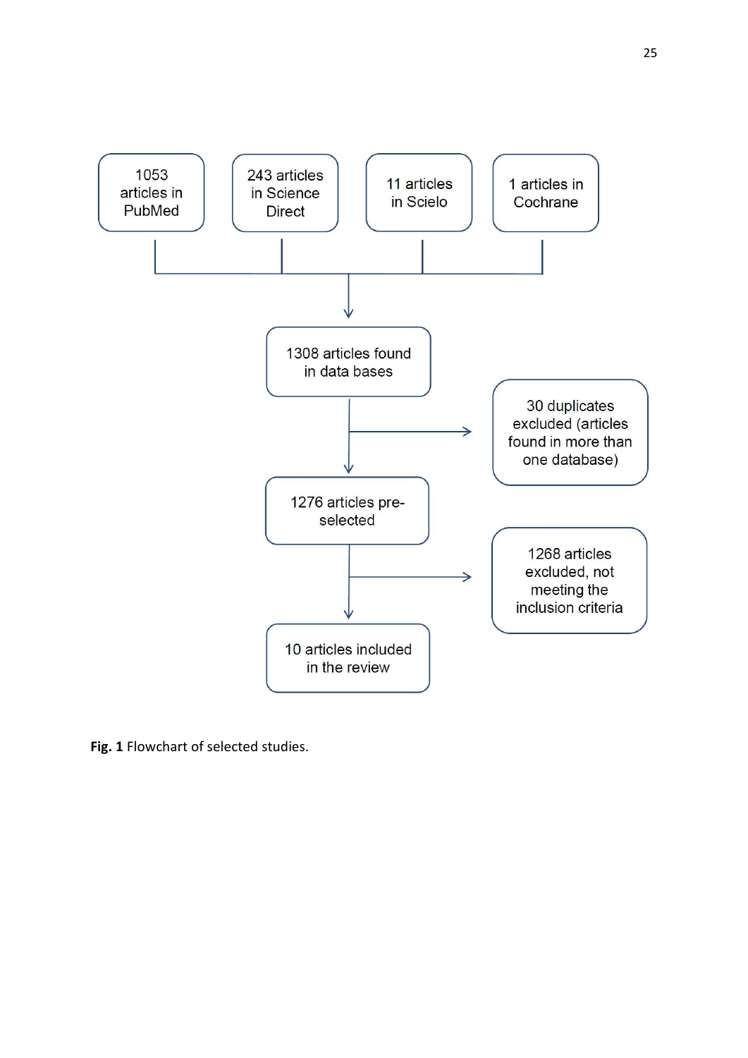1053 articles in PubMed

243 articles in Science Direct

11 articles in Scielo

1 articles in Cochrane

1308 articles found in data bases

30 duplicates excluded (articles found in more than one database)

1276 articles pre-selected

1268 articles excluded, not meeting the inclusion criteria

10 articles included in the review

**Fig. 1** Flowchart of selected studies.